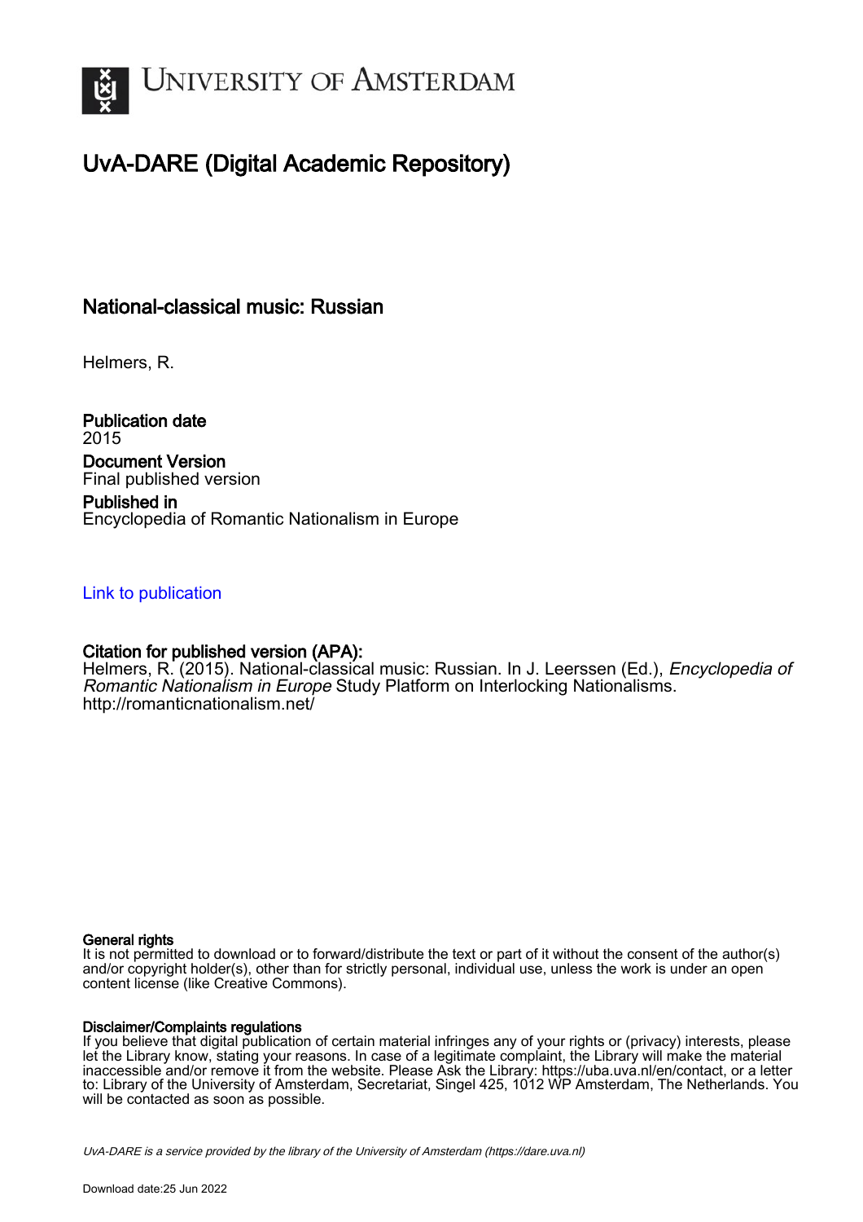UNIVERSITY OF AMSTERDAM

# UvA-DARE (Digital Academic Repository)

## National-classical music: Russian

Helmers, R.

**Publication date**
2015

**Document Version**
Final published version

**Published in**
Encyclopedia of Romantic Nationalism in Europe

Link to publication

**Citation for published version (APA):**
Helmers, R. (2015). National-classical music: Russian. In J. Leerssen (Ed.), *Encyclopedia of Romantic Nationalism in Europe* Study Platform on Interlocking Nationalisms. http://romanticnationalism.net/

**General rights**
It is not permitted to download or to forward/distribute the text or part of it without the consent of the author(s) and/or copyright holder(s), other than for strictly personal, individual use, unless the work is under an open content license (like Creative Commons).

**Disclaimer/Complaints regulations**
If you believe that digital publication of certain material infringes any of your rights or (privacy) interests, please let the Library know, stating your reasons. In case of a legitimate complaint, the Library will make the material inaccessible and/or remove it from the website. Please Ask the Library: https://uba.uva.nl/en/contact, or a letter to: Library of the University of Amsterdam, Secretariat, Singel 425, 1012 WP Amsterdam, The Netherlands. You will be contacted as soon as possible.

*UvA-DARE is a service provided by the library of the University of Amsterdam (https://dare.uva.nl)*

Download date:25 Jun 2022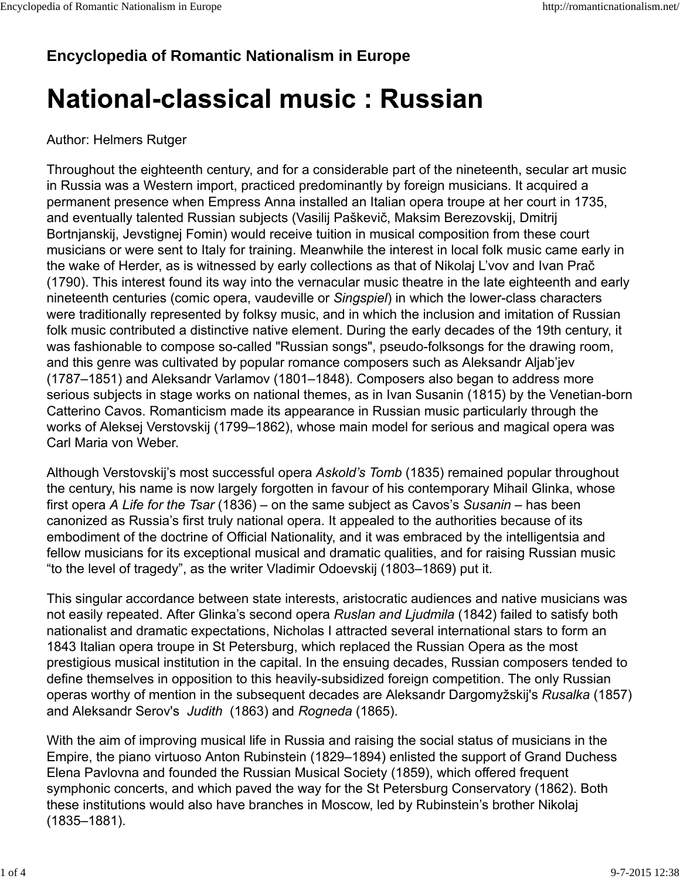**Encyclopedia of Romantic Nationalism in Europe**

# National-classical music : Russian

Author: Helmers Rutger

Throughout the eighteenth century, and for a considerable part of the nineteenth, secular art music in Russia was a Western import, practiced predominantly by foreign musicians. It acquired a permanent presence when Empress Anna installed an Italian opera troupe at her court in 1735, and eventually talented Russian subjects (Vasilij Paškevič, Maksim Berezovskij, Dmitrij Bortnjanskij, Jevstignej Fomin) would receive tuition in musical composition from these court musicians or were sent to Italy for training. Meanwhile the interest in local folk music came early in the wake of Herder, as is witnessed by early collections as that of Nikolaj L'vov and Ivan Prač (1790). This interest found its way into the vernacular music theatre in the late eighteenth and early nineteenth centuries (comic opera, vaudeville or *Singspiel*) in which the lower-class characters were traditionally represented by folksy music, and in which the inclusion and imitation of Russian folk music contributed a distinctive native element. During the early decades of the 19th century, it was fashionable to compose so-called "Russian songs", pseudo-folksongs for the drawing room, and this genre was cultivated by popular romance composers such as Aleksandr Aljab'jev (1787–1851) and Aleksandr Varlamov (1801–1848). Composers also began to address more serious subjects in stage works on national themes, as in Ivan Susanin (1815) by the Venetian-born Catterino Cavos. Romanticism made its appearance in Russian music particularly through the works of Aleksej Verstovskij (1799–1862), whose main model for serious and magical opera was Carl Maria von Weber.

Although Verstovskij's most successful opera *Askold's Tomb* (1835) remained popular throughout the century, his name is now largely forgotten in favour of his contemporary Mihail Glinka, whose first opera *A Life for the Tsar* (1836) – on the same subject as Cavos's *Susanin* – has been canonized as Russia's first truly national opera. It appealed to the authorities because of its embodiment of the doctrine of Official Nationality, and it was embraced by the intelligentsia and fellow musicians for its exceptional musical and dramatic qualities, and for raising Russian music "to the level of tragedy", as the writer Vladimir Odoevskij (1803–1869) put it.

This singular accordance between state interests, aristocratic audiences and native musicians was not easily repeated. After Glinka's second opera *Ruslan and Ljudmila* (1842) failed to satisfy both nationalist and dramatic expectations, Nicholas I attracted several international stars to form an 1843 Italian opera troupe in St Petersburg, which replaced the Russian Opera as the most prestigious musical institution in the capital. In the ensuing decades, Russian composers tended to define themselves in opposition to this heavily-subsidized foreign competition. The only Russian operas worthy of mention in the subsequent decades are Aleksandr Dargomyžskij's *Rusalka* (1857) and Aleksandr Serov's *Judith* (1863) and *Rogneda* (1865).

With the aim of improving musical life in Russia and raising the social status of musicians in the Empire, the piano virtuoso Anton Rubinstein (1829–1894) enlisted the support of Grand Duchess Elena Pavlovna and founded the Russian Musical Society (1859), which offered frequent symphonic concerts, and which paved the way for the St Petersburg Conservatory (1862). Both these institutions would also have branches in Moscow, led by Rubinstein's brother Nikolaj (1835–1881).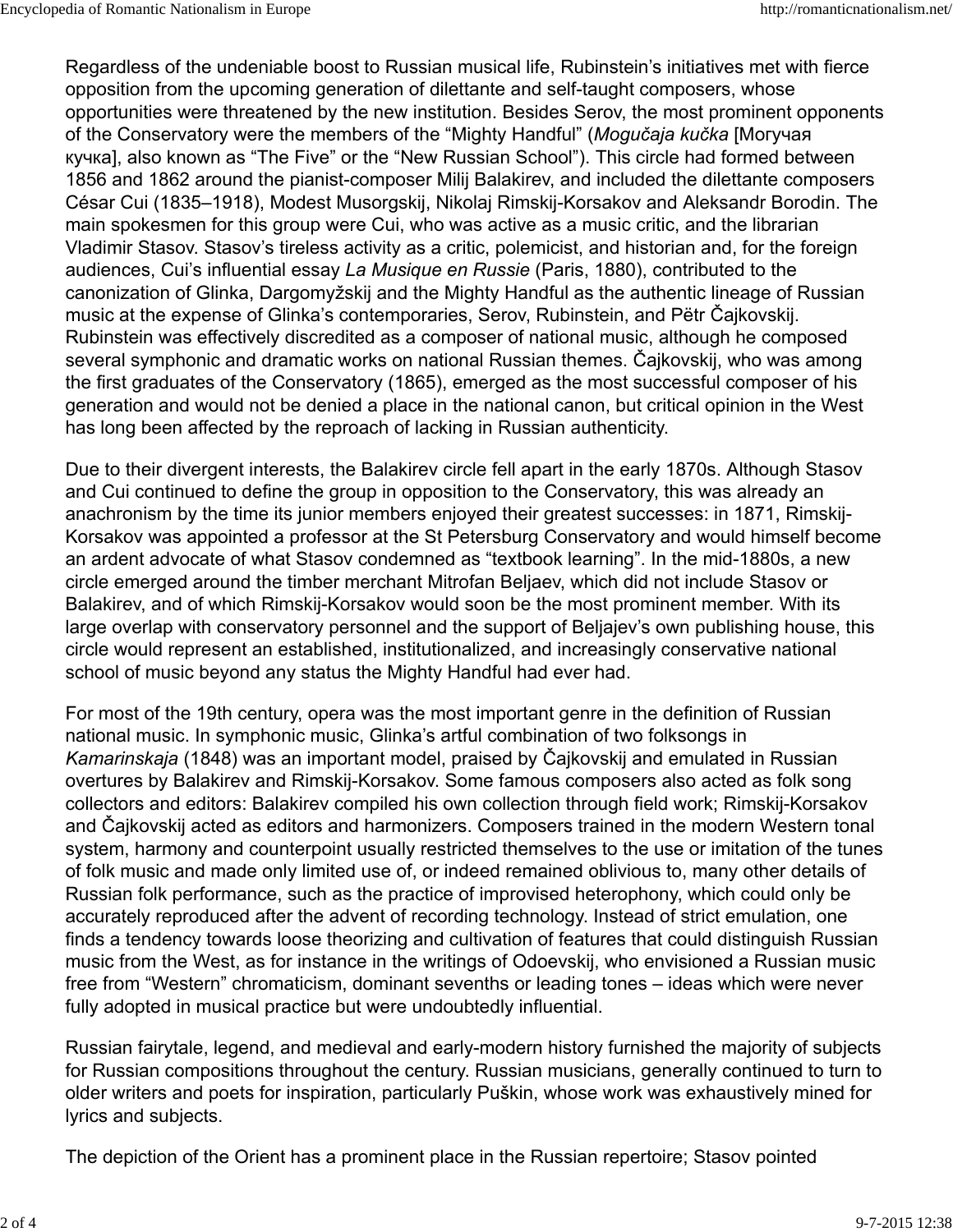Regardless of the undeniable boost to Russian musical life, Rubinstein's initiatives met with fierce opposition from the upcoming generation of dilettante and self-taught composers, whose opportunities were threatened by the new institution. Besides Serov, the most prominent opponents of the Conservatory were the members of the "Mighty Handful" (*Mogučaja kučka* [Могучая кучка], also known as "The Five" or the "New Russian School"). This circle had formed between 1856 and 1862 around the pianist-composer Milij Balakirev, and included the dilettante composers César Cui (1835–1918), Modest Musorgskij, Nikolaj Rimskij-Korsakov and Aleksandr Borodin. The main spokesmen for this group were Cui, who was active as a music critic, and the librarian Vladimir Stasov. Stasov's tireless activity as a critic, polemicist, and historian and, for the foreign audiences, Cui's influential essay *La Musique en Russie* (Paris, 1880), contributed to the canonization of Glinka, Dargomyžskij and the Mighty Handful as the authentic lineage of Russian music at the expense of Glinka's contemporaries, Serov, Rubinstein, and Pëtr Čajkovskij. Rubinstein was effectively discredited as a composer of national music, although he composed several symphonic and dramatic works on national Russian themes. Čajkovskij, who was among the first graduates of the Conservatory (1865), emerged as the most successful composer of his generation and would not be denied a place in the national canon, but critical opinion in the West has long been affected by the reproach of lacking in Russian authenticity.

Due to their divergent interests, the Balakirev circle fell apart in the early 1870s. Although Stasov and Cui continued to define the group in opposition to the Conservatory, this was already an anachronism by the time its junior members enjoyed their greatest successes: in 1871, Rimskij-Korsakov was appointed a professor at the St Petersburg Conservatory and would himself become an ardent advocate of what Stasov condemned as "textbook learning". In the mid-1880s, a new circle emerged around the timber merchant Mitrofan Beljaev, which did not include Stasov or Balakirev, and of which Rimskij-Korsakov would soon be the most prominent member. With its large overlap with conservatory personnel and the support of Beljajev's own publishing house, this circle would represent an established, institutionalized, and increasingly conservative national school of music beyond any status the Mighty Handful had ever had.

For most of the 19th century, opera was the most important genre in the definition of Russian national music. In symphonic music, Glinka's artful combination of two folksongs in *Kamarinskaja* (1848) was an important model, praised by Čajkovskij and emulated in Russian overtures by Balakirev and Rimskij-Korsakov. Some famous composers also acted as folk song collectors and editors: Balakirev compiled his own collection through field work; Rimskij-Korsakov and Čajkovskij acted as editors and harmonizers. Composers trained in the modern Western tonal system, harmony and counterpoint usually restricted themselves to the use or imitation of the tunes of folk music and made only limited use of, or indeed remained oblivious to, many other details of Russian folk performance, such as the practice of improvised heterophony, which could only be accurately reproduced after the advent of recording technology. Instead of strict emulation, one finds a tendency towards loose theorizing and cultivation of features that could distinguish Russian music from the West, as for instance in the writings of Odoevskij, who envisioned a Russian music free from "Western" chromaticism, dominant sevenths or leading tones – ideas which were never fully adopted in musical practice but were undoubtedly influential.

Russian fairytale, legend, and medieval and early-modern history furnished the majority of subjects for Russian compositions throughout the century. Russian musicians, generally continued to turn to older writers and poets for inspiration, particularly Puškin, whose work was exhaustively mined for lyrics and subjects.

The depiction of the Orient has a prominent place in the Russian repertoire; Stasov pointed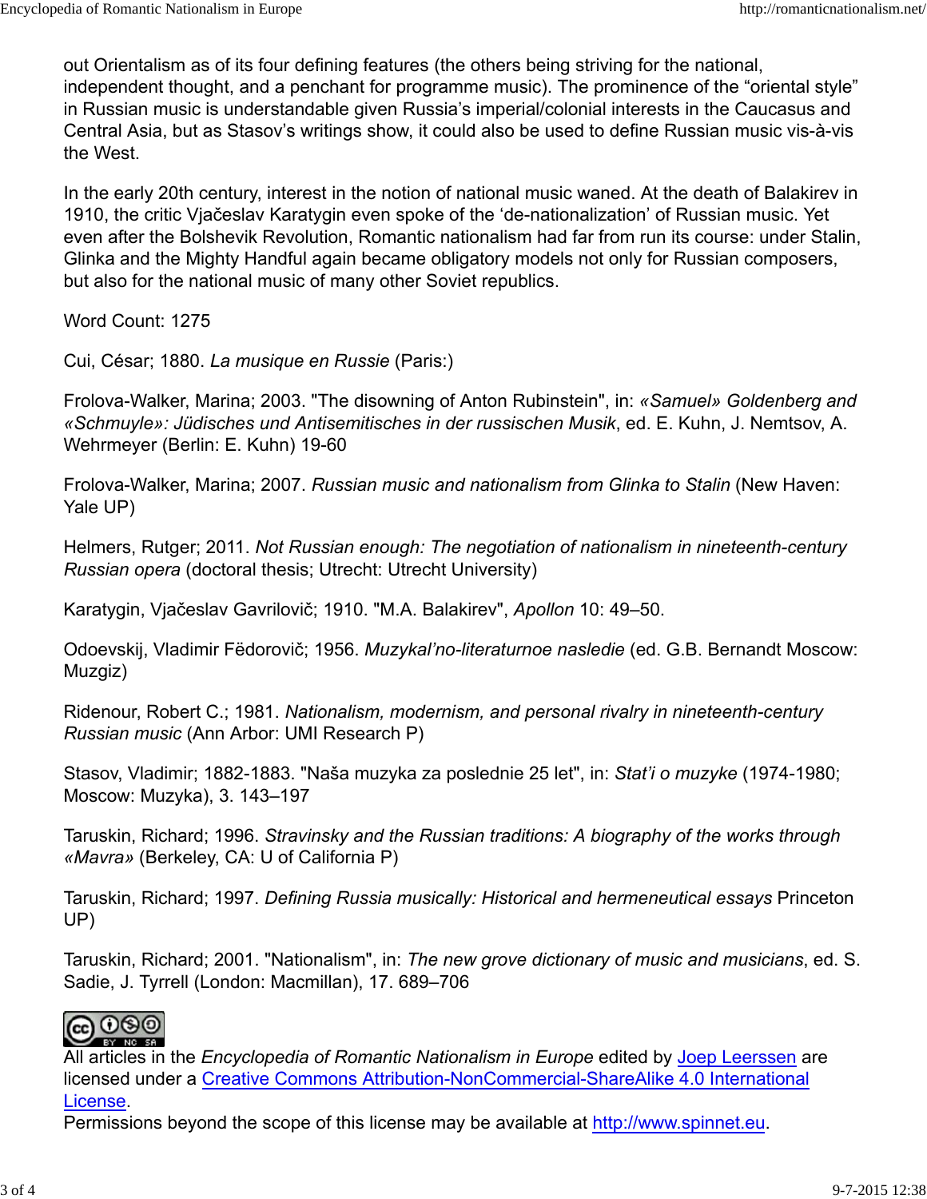out Orientalism as of its four defining features (the others being striving for the national, independent thought, and a penchant for programme music). The prominence of the "oriental style" in Russian music is understandable given Russia's imperial/colonial interests in the Caucasus and Central Asia, but as Stasov's writings show, it could also be used to define Russian music vis-à-vis the West.

In the early 20th century, interest in the notion of national music waned. At the death of Balakirev in 1910, the critic Vjačeslav Karatygin even spoke of the 'de-nationalization' of Russian music. Yet even after the Bolshevik Revolution, Romantic nationalism had far from run its course: under Stalin, Glinka and the Mighty Handful again became obligatory models not only for Russian composers, but also for the national music of many other Soviet republics.

Word Count: 1275

Cui, César; 1880. *La musique en Russie* (Paris:)

Frolova-Walker, Marina; 2003. "The disowning of Anton Rubinstein", in: *«Samuel» Goldenberg and «Schmuyle»: Jüdisches und Antisemitisches in der russischen Musik*, ed. E. Kuhn, J. Nemtsov, A. Wehrmeyer (Berlin: E. Kuhn) 19-60

Frolova-Walker, Marina; 2007. *Russian music and nationalism from Glinka to Stalin* (New Haven: Yale UP)

Helmers, Rutger; 2011. *Not Russian enough: The negotiation of nationalism in nineteenth-century Russian opera* (doctoral thesis; Utrecht: Utrecht University)

Karatygin, Vjačeslav Gavrilovič; 1910. "M.A. Balakirev", *Apollon* 10: 49–50.

Odoevskij, Vladimir Fëdorovič; 1956. *Muzykal'no-literaturnoe nasledie* (ed. G.B. Bernandt Moscow: Muzgiz)

Ridenour, Robert C.; 1981. *Nationalism, modernism, and personal rivalry in nineteenth-century Russian music* (Ann Arbor: UMI Research P)

Stasov, Vladimir; 1882-1883. "Naša muzyka za poslednie 25 let", in: *Stat'i o muzyke* (1974-1980; Moscow: Muzyka), 3. 143–197

Taruskin, Richard; 1996. *Stravinsky and the Russian traditions: A biography of the works through «Mavra»* (Berkeley, CA: U of California P)

Taruskin, Richard; 1997. *Defining Russia musically: Historical and hermeneutical essays* Princeton UP)

Taruskin, Richard; 2001. "Nationalism", in: *The new grove dictionary of music and musicians*, ed. S. Sadie, J. Tyrrell (London: Macmillan), 17. 689–706

All articles in the *Encyclopedia of Romantic Nationalism in Europe* edited by [Joep Leerssen]() are licensed under a [Creative Commons Attribution-NonCommercial-ShareAlike 4.0 International License]().
Permissions beyond the scope of this license may be available at [http://www.spinnet.eu]().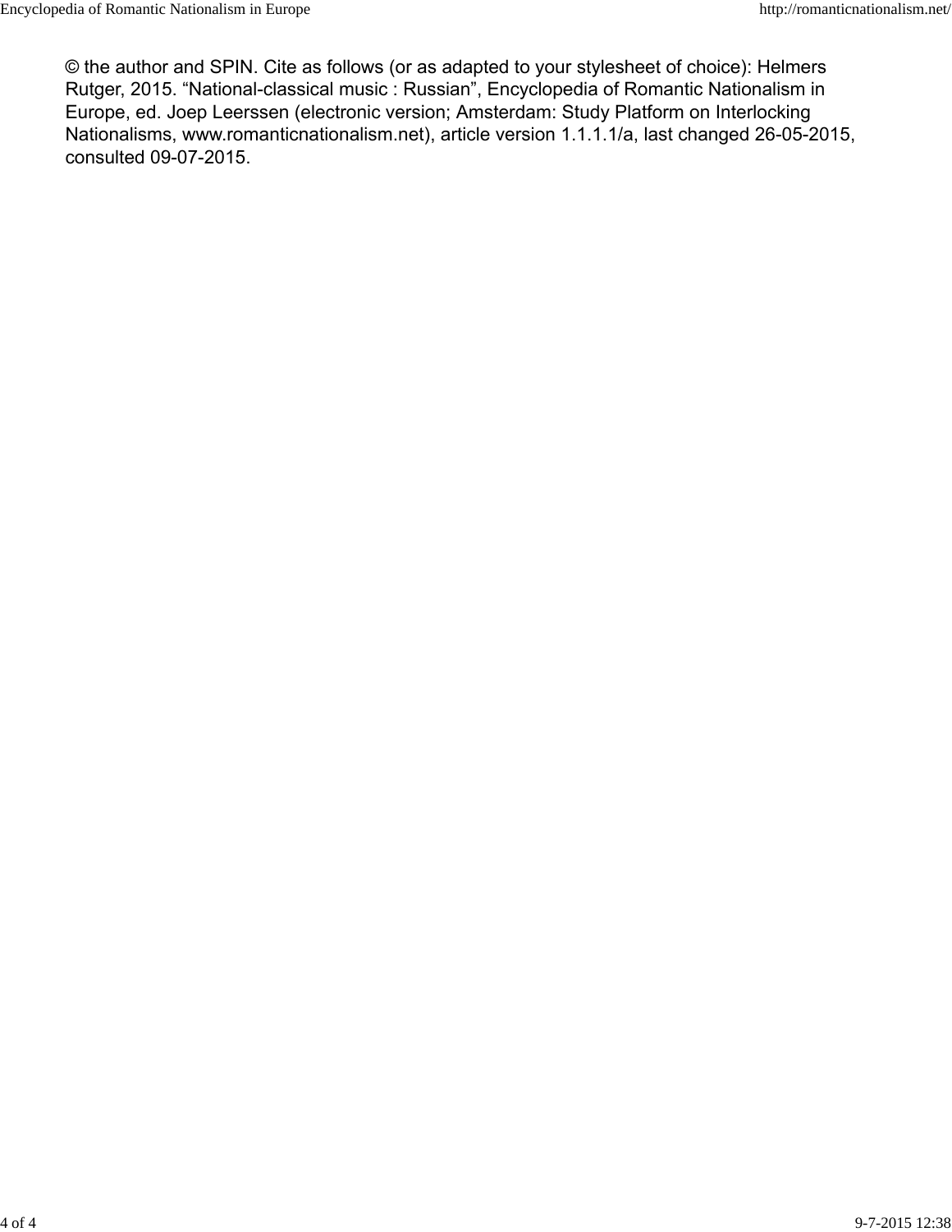© the author and SPIN. Cite as follows (or as adapted to your stylesheet of choice): Helmers Rutger, 2015. “National-classical music : Russian”, Encyclopedia of Romantic Nationalism in Europe, ed. Joep Leerssen (electronic version; Amsterdam: Study Platform on Interlocking Nationalisms, www.romanticnationalism.net), article version 1.1.1.1/a, last changed 26-05-2015, consulted 09-07-2015.